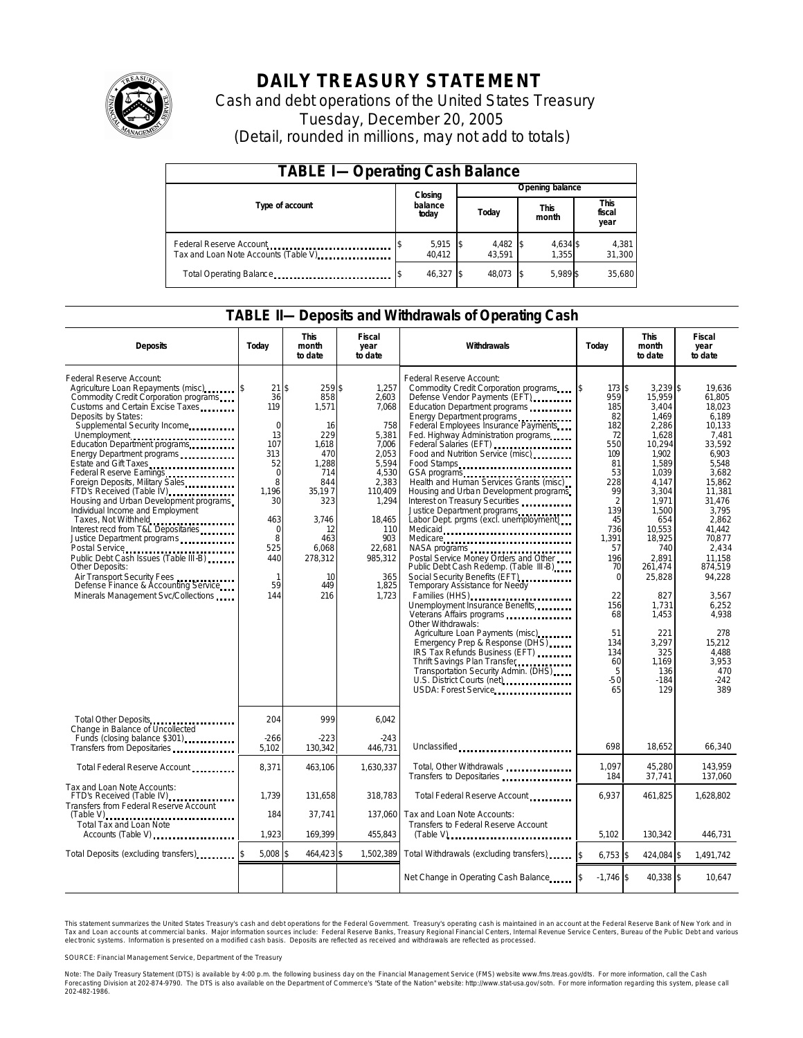# DAILY TREASURY STATEMENT

Cash and debt operations of the United States Treasury

Tuesday, December 20, 2005

(Detail, rounded in millions, may not add to totals)

## TABLE I—Operating Cash Balance

| Type of account | Closing balance today | Opening balance Today | Opening balance This month | Opening balance This fiscal year |
|---|---|---|---|---|
| Federal Reserve Account | $ 5,915 | $ 4,482 | $ 4,634 | $ 4,381 |
| Tax and Loan Note Accounts (Table V) | 40,412 | 43,591 | 1,355 | 31,300 |
| Total Operating Balance | $ 46,327 | $ 48,073 | $ 5,989 | $ 35,680 |

## TABLE II—Deposits and Withdrawals of Operating Cash

| Deposits | Today | This month to date | Fiscal year to date | Withdrawals | Today | This month to date | Fiscal year to date |
|---|---|---|---|---|---|---|---|
| Federal Reserve Account: | | | | Federal Reserve Account: | | | |
| Agriculture Loan Repayments (misc) | $ 21 | $ 259 | $ 1,257 | Commodity Credit Corporation programs | $ 173 | $ 3,239 | $ 19,636 |
| Commodity Credit Corporation programs | 36 | 858 | 2,603 | Defense Vendor Payments (EFT) | 959 | 15,959 | 61,805 |
| Customs and Certain Excise Taxes | 119 | 1,571 | 7,068 | Education Department programs | 185 | 3,404 | 18,023 |
| Deposits by States: | | | | Energy Department programs | 82 | 1,469 | 6,189 |
| Supplemental Security Income | 0 | 16 | 758 | Federal Employees Insurance Payments | 182 | 2,286 | 10,133 |
| Unemployment | 13 | 229 | 5,381 | Fed. Highway Administration programs | 72 | 1,628 | 7,481 |
| Education Department programs | 107 | 1,618 | 7,006 | Federal Salaries (EFT) | 550 | 10,294 | 33,592 |
| Energy Department programs | 313 | 470 | 2,053 | Food and Nutrition Service (misc) | 109 | 1,902 | 6,903 |
| Estate and Gift Taxes | 52 | 1,288 | 5,594 | Food Stamps | 81 | 1,589 | 5,548 |
| Federal Reserve Earnings | 0 | 714 | 4,530 | GSA programs | 53 | 1,039 | 3,682 |
| Foreign Deposits, Military Sales | 8 | 844 | 2,383 | Health and Human Services Grants (misc) | 228 | 4,147 | 15,862 |
| FTD's Received (Table IV) | 1,196 | 35,197 | 110,409 | Housing and Urban Development programs | 99 | 3,304 | 11,381 |
| Housing and Urban Development programs | 30 | 323 | 1,294 | Interest on Treasury Securities | 2 | 1,971 | 31,476 |
| Individual Income and Employment Taxes, Not Withheld | 463 | 3,746 | 18,465 | Justice Department programs | 139 | 1,500 | 3,795 |
| Interest recd from T&L Depositaries | 0 | 12 | 110 | Labor Dept. prgms (excl. unemployment) | 45 | 654 | 2,862 |
| Justice Department programs | 8 | 463 | 903 | Medicaid | 736 | 10,553 | 41,442 |
| Postal Service | 525 | 6,068 | 22,681 | Medicare | 1,391 | 18,925 | 70,877 |
| Public Debt Cash Issues (Table III-B) | 440 | 278,312 | 985,312 | NASA programs | 57 | 740 | 2,434 |
| Other Deposits: | | | | Postal Service Money Orders and Other | 196 | 2,891 | 11,158 |
| Air Transport Security Fees | 1 | 10 | 365 | Public Debt Cash Redemp. (Table III-B) | 70 | 261,474 | 874,519 |
| Defense Finance & Accounting Service | 59 | 449 | 1,825 | Social Security Benefits (EFT) | 0 | 25,828 | 94,228 |
| Minerals Management Svc/Collections | 144 | 216 | 1,723 | Temporary Assistance for Needy Families (HHS) | 22 | 827 | 3,567 |
| | | | | Unemployment Insurance Benefits | 156 | 1,731 | 6,252 |
| | | | | Veterans Affairs programs | 68 | 1,453 | 4,938 |
| | | | | Other Withdrawals: | | | |
| | | | | Agriculture Loan Payments (misc) | 51 | 221 | 278 |
| | | | | Emergency Prep & Response (DHS) | 134 | 3,297 | 15,212 |
| | | | | IRS Tax Refunds Business (EFT) | 134 | 325 | 4,488 |
| | | | | Thrift Savings Plan Transfer | 60 | 1,169 | 3,953 |
| | | | | Transportation Security Admin. (DHS) | 5 | 136 | 470 |
| | | | | U.S. District Courts (net) | -50 | -184 | -242 |
| | | | | USDA: Forest Service | 65 | 129 | 389 |
| Total Other Deposits | 204 | 999 | 6,042 | | | | |
| Change in Balance of Uncollected Funds (closing balance $301) | -266 | -223 | -243 | | | | |
| Transfers from Depositaries | 5,102 | 130,342 | 446,731 | Unclassified | 698 | 18,652 | 66,340 |
| Total Federal Reserve Account | 8,371 | 463,106 | 1,630,337 | Total, Other Withdrawals | 1,097 | 45,280 | 143,959 |
| | | | | Transfers to Depositaries | 184 | 37,741 | 137,060 |
| Tax and Loan Note Accounts: | | | | | | | |
| FTD's Received (Table IV) | 1,739 | 131,658 | 318,783 | Total Federal Reserve Account | 6,937 | 461,825 | 1,628,802 |
| Transfers from Federal Reserve Account (Table V) | 184 | 37,741 | 137,060 | Tax and Loan Note Accounts: | | | |
| Total Tax and Loan Note Accounts (Table V) | 1,923 | 169,399 | 455,843 | Transfers to Federal Reserve Account (Table V) | 5,102 | 130,342 | 446,731 |
| Total Deposits (excluding transfers) | $ 5,008 | $ 464,423 | $ 1,502,389 | Total Withdrawals (excluding transfers) | $ 6,753 | $ 424,084 | $ 1,491,742 |
| | | | | Net Change in Operating Cash Balance | $ -1,746 | $ 40,338 | $ 10,647 |

This statement summarizes the United States Treasury's cash and debt operations for the Federal Government. Treasury's operating cash is maintained in an account at the Federal Reserve Bank of New York and in Tax and Loan accounts at commercial banks. Major information sources include: Federal Reserve Banks, Treasury Regional Financial Centers, Internal Revenue Service Centers, Bureau of the Public Debt and various electronic systems. Information is presented on a modified cash basis. Deposits are reflected as received and withdrawals are reflected as processed.

SOURCE: Financial Management Service, Department of the Treasury

Note: The Daily Treasury Statement (DTS) is available by 4:00 p.m. the following business day on the Financial Management Service (FMS) website www.fms.treas.gov/dts. For more information, call the Cash Forecasting Division at 202-874-9790. The DTS is also available on the Department of Commerce's "State of the Nation" website: http://www.stat-usa.gov/sotn. For more information regarding this system, please call 202-482-1986.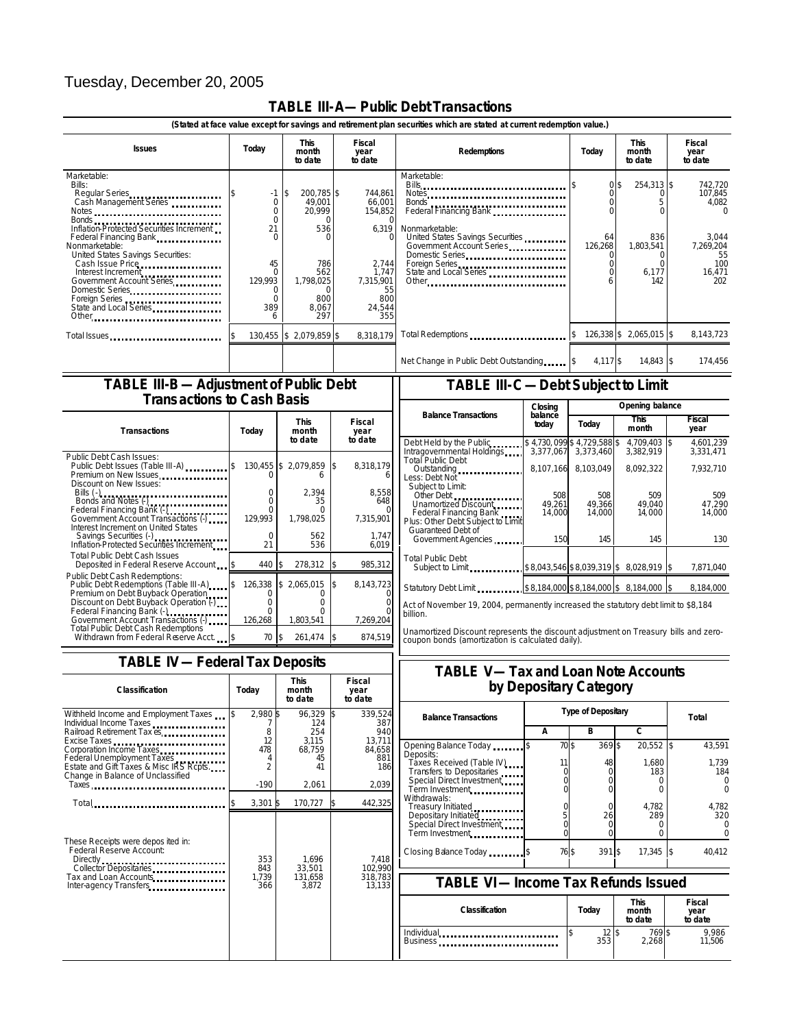Tuesday, December 20, 2005

## TABLE III-A— Public Debt Transactions

(Stated at face value except for savings and retirement plan securities which are stated at current redemption value.)

| Issues | Today | This month to date | Fiscal year to date |
|---|---|---|---|
| Marketable: | | | |
| Bills: | | | |
| Regular Series | $ -1 | $ 200,785 | $ 744,861 |
| Cash Management Series | 0 | 49,001 | 66,001 |
| Notes | 0 | 20,999 | 154,852 |
| Bonds | 0 | 0 | 0 |
| Inflation-Protected Securities Increment | 21 | 536 | 6,319 |
| Federal Financing Bank | 0 | 0 | 0 |
| Nonmarketable: | | | |
| United States Savings Securities: | | | |
| Cash Issue Price | 45 | 786 | 2,744 |
| Interest Increment | 0 | 562 | 1,747 |
| Government Account Series | 129,993 | 1,798,025 | 7,315,901 |
| Domestic Series | 0 | 0 | 55 |
| Foreign Series | 0 | 800 | 800 |
| State and Local Series | 389 | 8,067 | 24,544 |
| Other | 6 | 297 | 355 |
| Total Issues | $ 130,455 | $ 2,079,859 | $ 8,318,179 |

| Redemptions | Today | This month to date | Fiscal year to date |
|---|---|---|---|
| Marketable: | | | |
| Bills | $ 0 | $ 254,313 | $ 742,720 |
| Notes | 0 | 0 | 107,845 |
| Bonds | 0 | 5 | 4,082 |
| Federal Financing Bank | 0 | 0 | 0 |
| Nonmarketable: | | | |
| United States Savings Securities | 64 | 836 | 3,044 |
| Government Account Series | 126,268 | 1,803,541 | 7,269,204 |
| Domestic Series | 0 | 0 | 55 |
| Foreign Series | 0 | 0 | 100 |
| State and Local Series | 0 | 6,177 | 16,471 |
| Other | 6 | 142 | 202 |
| Total Redemptions | $ 126,338 | $ 2,065,015 | $ 8,143,723 |
| Net Change in Public Debt Outstanding | $ 4,117 | $ 14,843 | $ 174,456 |

## TABLE III-B — Adjustment of Public Debt Transactions to Cash Basis

| Transactions | Today | This month to date | Fiscal year to date |
|---|---|---|---|
| Public Debt Cash Issues: | | | |
| Public Debt Issues (Table III-A) | $ 130,455 | $ 2,079,859 | $ 8,318,179 |
| Premium on New Issues | 0 | 6 | 6 |
| Discount on New Issues: | | | |
| Bills (-) | 0 | 2,394 | 8,558 |
| Bonds and Notes (-) | 0 | 35 | 648 |
| Federal Financing Bank (-) | 0 | 0 | 0 |
| Government Account Transactions (-) | 129,993 | 1,798,025 | 7,315,901 |
| Interest Increment on United States Savings Securities (-) | 0 | 562 | 1,747 |
| Inflation-Protected Securities Increment | 21 | 536 | 6,019 |
| Total Public Debt Cash Issues Deposited in Federal Reserve Account | $ 440 | $ 278,312 | $ 985,312 |
| Public Debt Cash Redemptions: | | | |
| Public Debt Redemptions (Table III-A) | $ 126,338 | $ 2,065,015 | $ 8,143,723 |
| Premium on Debt Buyback Operation | 0 | 0 | 0 |
| Discount on Debt Buyback Operation (-) | 0 | 0 | 0 |
| Federal Financing Bank (-) | 0 | 0 | 0 |
| Government Account Transactions (-) | 126,268 | 1,803,541 | 7,269,204 |
| Total Public Debt Cash Redemptions Withdrawn from Federal Reserve Acct. | $ 70 | $ 261,474 | $ 874,519 |

## TABLE III-C — Debt Subject to Limit

| Balance Transactions | Closing balance today | Opening balance Today | Opening balance This month | Opening balance Fiscal year |
|---|---|---|---|---|
| Debt Held by the Public | $ 4,730,099 | $ 4,729,588 | $ 4,709,403 | $ 4,601,239 |
| Intragovernmental Holdings | 3,377,067 | 3,373,460 | 3,382,919 | 3,331,471 |
| Total Public Debt Outstanding | 8,107,166 | 8,103,049 | 8,092,322 | 7,932,710 |
| Less: Debt Not Subject to Limit: | | | | |
| Other Debt | 508 | 508 | 509 | 509 |
| Unamortized Discount | 49,261 | 49,366 | 49,040 | 47,290 |
| Federal Financing Bank | 14,000 | 14,000 | 14,000 | 14,000 |
| Plus: Other Debt Subject to Limit | | | | |
| Guaranteed Debt of Government Agencies | 150 | 145 | 145 | 130 |
| Total Public Debt Subject to Limit | $ 8,043,546 | $ 8,039,319 | $ 8,028,919 | $ 7,871,040 |
| Statutory Debt Limit | $ 8,184,000 | $ 8,184,000 | $ 8,184,000 | $ 8,184,000 |

Act of November 19, 2004, permanently increased the statutory debt limit to $8,184 billion.

Unamortized Discount represents the discount adjustment on Treasury bills and zero-coupon bonds (amortization is calculated daily).

## TABLE IV — Federal Tax Deposits

| Classification | Today | This month to date | Fiscal year to date |
|---|---|---|---|
| Withheld Income and Employment Taxes | $ 2,980 | $ 96,329 | $ 339,524 |
| Individual Income Taxes | 7 | 124 | 387 |
| Railroad Retirement Taxes | 8 | 254 | 940 |
| Excise Taxes | 12 | 3,115 | 13,711 |
| Corporation Income Taxes | 478 | 68,759 | 84,658 |
| Federal Unemployment Taxes | 4 | 45 | 881 |
| Estate and Gift Taxes & Misc IRS Rcpts. | 2 | 41 | 186 |
| Change in Balance of Unclassified Taxes | -190 | 2,061 | 2,039 |
| Total | $ 3,301 | $ 170,727 | $ 442,325 |
| These Receipts were deposited in: | | | |
| Federal Reserve Account: | | | |
| Directly | 353 | 1,696 | 7,418 |
| Collector Depositaries | 843 | 33,501 | 102,990 |
| Tax and Loan Accounts | 1,739 | 131,658 | 318,783 |
| Inter-agency Transfers | 366 | 3,872 | 13,133 |

## TABLE V — Tax and Loan Note Accounts by Depositary Category

| Balance Transactions | Type of Depositary A | B | C | Total |
|---|---|---|---|---|
| Opening Balance Today | $ 70 | $ 369 | $ 20,552 | $ 43,591 |
| Deposits: | | | | |
| Taxes Received (Table IV) | 11 | 48 | 1,680 | 1,739 |
| Transfers to Depositaries | 0 | 0 | 183 | 184 |
| Special Direct Investment | 0 | 0 | 0 | 0 |
| Term Investment | 0 | 0 | 0 | 0 |
| Withdrawals: | | | | |
| Treasury Initiated | 0 | 0 | 4,782 | 4,782 |
| Depositary Initiated | 5 | 26 | 289 | 320 |
| Special Direct Investment | 0 | 0 | 0 | 0 |
| Term Investment | 0 | 0 | 0 | 0 |
| Closing Balance Today | $ 76 | $ 391 | $ 17,345 | $ 40,412 |

## TABLE VI — Income Tax Refunds Issued

| Classification | Today | This month to date | Fiscal year to date |
|---|---|---|---|
| Individual | $ 12 | $ 769 | $ 9,986 |
| Business | 353 | 2,268 | 11,506 |